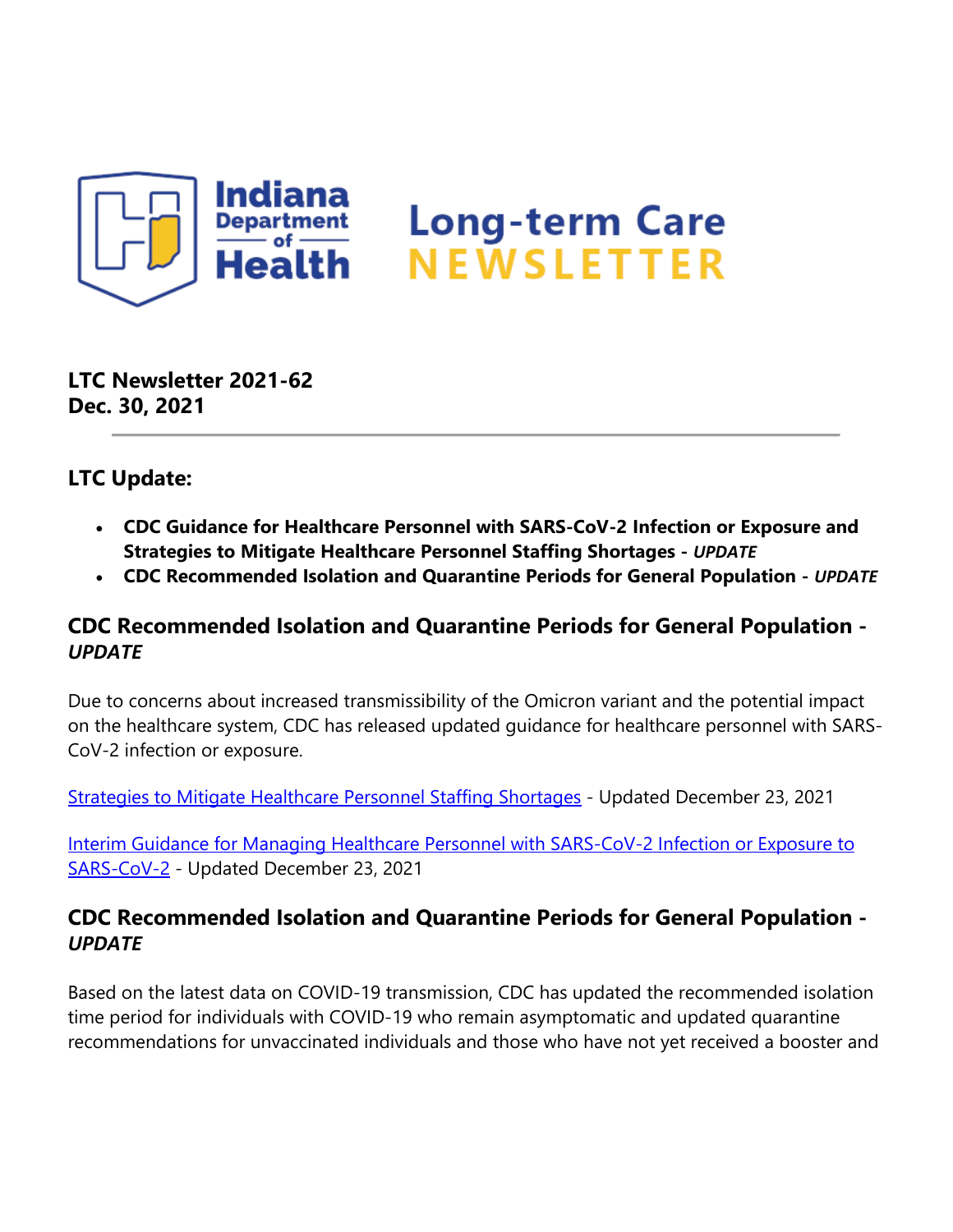Indiana Department of Health

# Long-term Care NEWSLETTER

**LTC Newsletter 2021-62**
**Dec. 30, 2021**

---

## LTC Update:

- **CDC Guidance for Healthcare Personnel with SARS-CoV-2 Infection or Exposure and Strategies to Mitigate Healthcare Personnel Staffing Shortages -** ***UPDATE***
- **CDC Recommended Isolation and Quarantine Periods for General Population -** ***UPDATE***

## CDC Recommended Isolation and Quarantine Periods for General Population - *UPDATE*

Due to concerns about increased transmissibility of the Omicron variant and the potential impact on the healthcare system, CDC has released updated guidance for healthcare personnel with SARS-CoV-2 infection or exposure.

[Strategies to Mitigate Healthcare Personnel Staffing Shortages]() - Updated December 23, 2021

[Interim Guidance for Managing Healthcare Personnel with SARS-CoV-2 Infection or Exposure to SARS-CoV-2]() - Updated December 23, 2021

## CDC Recommended Isolation and Quarantine Periods for General Population - *UPDATE*

Based on the latest data on COVID-19 transmission, CDC has updated the recommended isolation time period for individuals with COVID-19 who remain asymptomatic and updated quarantine recommendations for unvaccinated individuals and those who have not yet received a booster and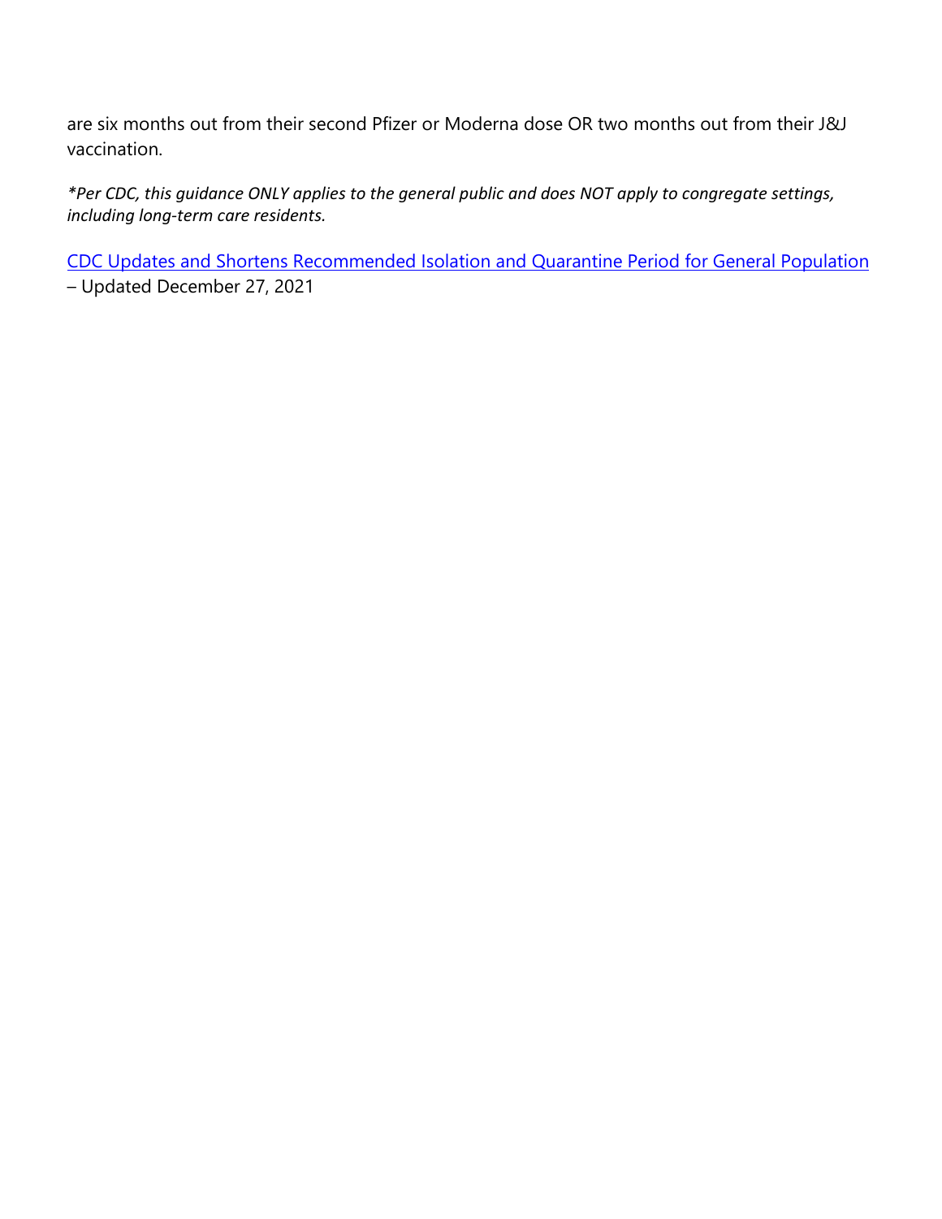are six months out from their second Pfizer or Moderna dose OR two months out from their J&J vaccination.

*\*Per CDC, this guidance ONLY applies to the general public and does NOT apply to congregate settings, including long-term care residents.*

[CDC Updates and Shortens Recommended Isolation and Quarantine Period for General Population]() – Updated December 27, 2021